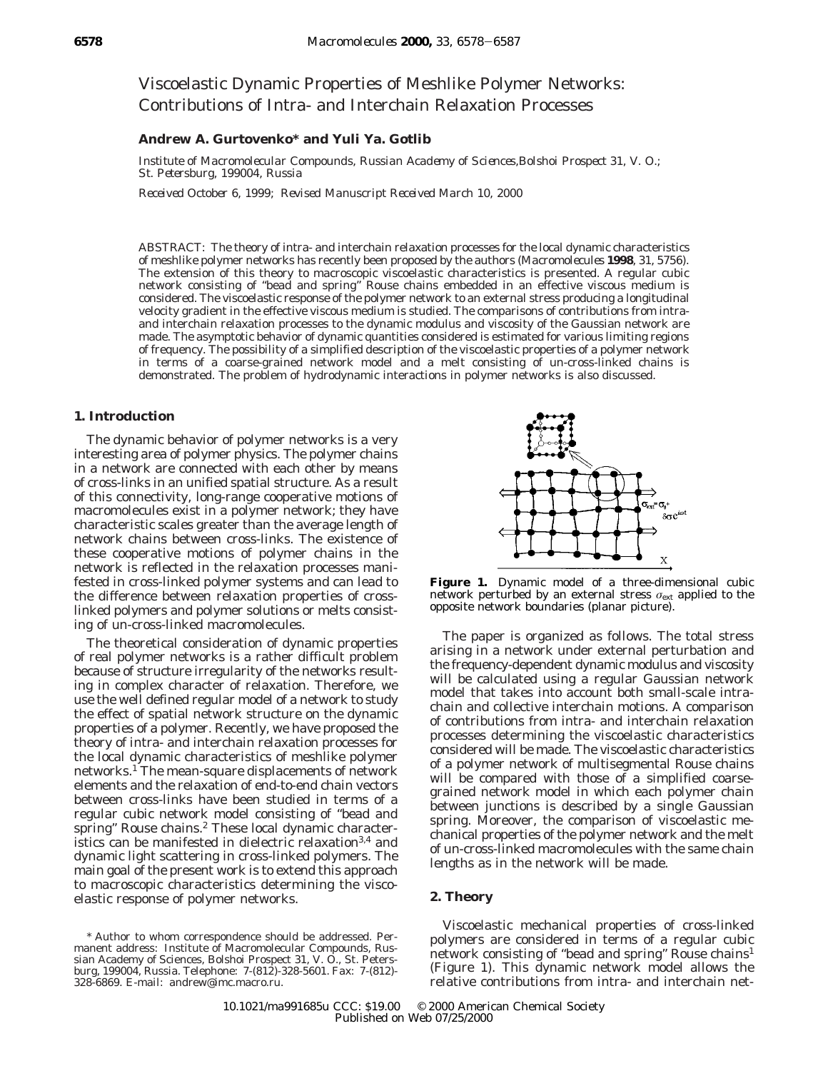# Viscoelastic Dynamic Properties of Meshlike Polymer Networks: Contributions of Intra- and Interchain Relaxation Processes

**Andrew A. Gurtovenko* and Yuli Ya. Gotlib**

*Institute of Macromolecular Compounds, Russian Academy of Sciences,Bolshoi Prospect 31, V. O.; St. Petersburg, 199004, Russia*

*Received October 6, 1999; Revised Manuscript Received March 10, 2000*

ABSTRACT: The theory of intra- and interchain relaxation processes for the local dynamic characteristics of meshlike polymer networks has recently been proposed by the authors (*Macromolecules* **1998**, 31, 5756). The extension of this theory to macroscopic viscoelastic characteristics is presented. A regular cubic network consisting of "bead and spring" Rouse chains embedded in an effective viscous medium is considered. The viscoelastic response of the polymer network to an external stress producing a longitudinal velocity gradient in the effective viscous medium is studied. The comparisons of contributions from intra- and interchain relaxation processes to the dynamic modulus and viscosity of the Gaussian network are made. The asymptotic behavior of dynamic quantities considered is estimated for various limiting regions of frequency. The possibility of a simplified description of the viscoelastic properties of a polymer network in terms of a coarse-grained network model and a melt consisting of un-cross-linked chains is demonstrated. The problem of hydrodynamic interactions in polymer networks is also discussed.

## 1. Introduction

The dynamic behavior of polymer networks is a very interesting area of polymer physics. The polymer chains in a network are connected with each other by means of cross-links in an unified spatial structure. As a result of this connectivity, long-range cooperative motions of macromolecules exist in a polymer network; they have characteristic scales greater than the average length of network chains between cross-links. The existence of these cooperative motions of polymer chains in the network is reflected in the relaxation processes manifested in cross-linked polymer systems and can lead to the difference between relaxation properties of cross-linked polymers and polymer solutions or melts consisting of un-cross-linked macromolecules.

The theoretical consideration of dynamic properties of real polymer networks is a rather difficult problem because of structure irregularity of the networks resulting in complex character of relaxation. Therefore, we use the well defined regular model of a network to study the effect of spatial network structure on the dynamic properties of a polymer. Recently, we have proposed the theory of intra- and interchain relaxation processes for the local dynamic characteristics of meshlike polymer networks.[1] The mean-square displacements of network elements and the relaxation of end-to-end chain vectors between cross-links have been studied in terms of a regular cubic network model consisting of "bead and spring" Rouse chains.[2] These local dynamic characteristics can be manifested in dielectric relaxation[3,4] and dynamic light scattering in cross-linked polymers. The main goal of the present work is to extend this approach to macroscopic characteristics determining the viscoelastic response of polymer networks.

**Figure 1.** Dynamic model of a three-dimensional cubic network perturbed by an external stress $\sigma_{ext}$ applied to the opposite network boundaries (planar picture).

The paper is organized as follows. The total stress arising in a network under external perturbation and the frequency-dependent dynamic modulus and viscosity will be calculated using a regular Gaussian network model that takes into account both small-scale intrachain and collective interchain motions. A comparison of contributions from intra- and interchain relaxation processes determining the viscoelastic characteristics considered will be made. The viscoelastic characteristics of a polymer network of multisegmental Rouse chains will be compared with those of a simplified coarse-grained network model in which each polymer chain between junctions is described by a single Gaussian spring. Moreover, the comparison of viscoelastic mechanical properties of the polymer network and the melt of un-cross-linked macromolecules with the same chain lengths as in the network will be made.

## 2. Theory

Viscoelastic mechanical properties of cross-linked polymers are considered in terms of a regular cubic network consisting of "bead and spring" Rouse chains[1] (Figure 1). This dynamic network model allows the relative contributions from intra- and interchain net-

\* Author to whom correspondence should be addressed. Permanent address: Institute of Macromolecular Compounds, Russian Academy of Sciences, Bolshoi Prospect 31, V. O., St. Petersburg, 199004, Russia. Telephone: 7-(812)-328-5601. Fax: 7-(812)-328-6869. E-mail: andrew@imc.macro.ru.

10.1021/ma991685u CCC: $19.00 © 2000 American Chemical Society
Published on Web 07/25/2000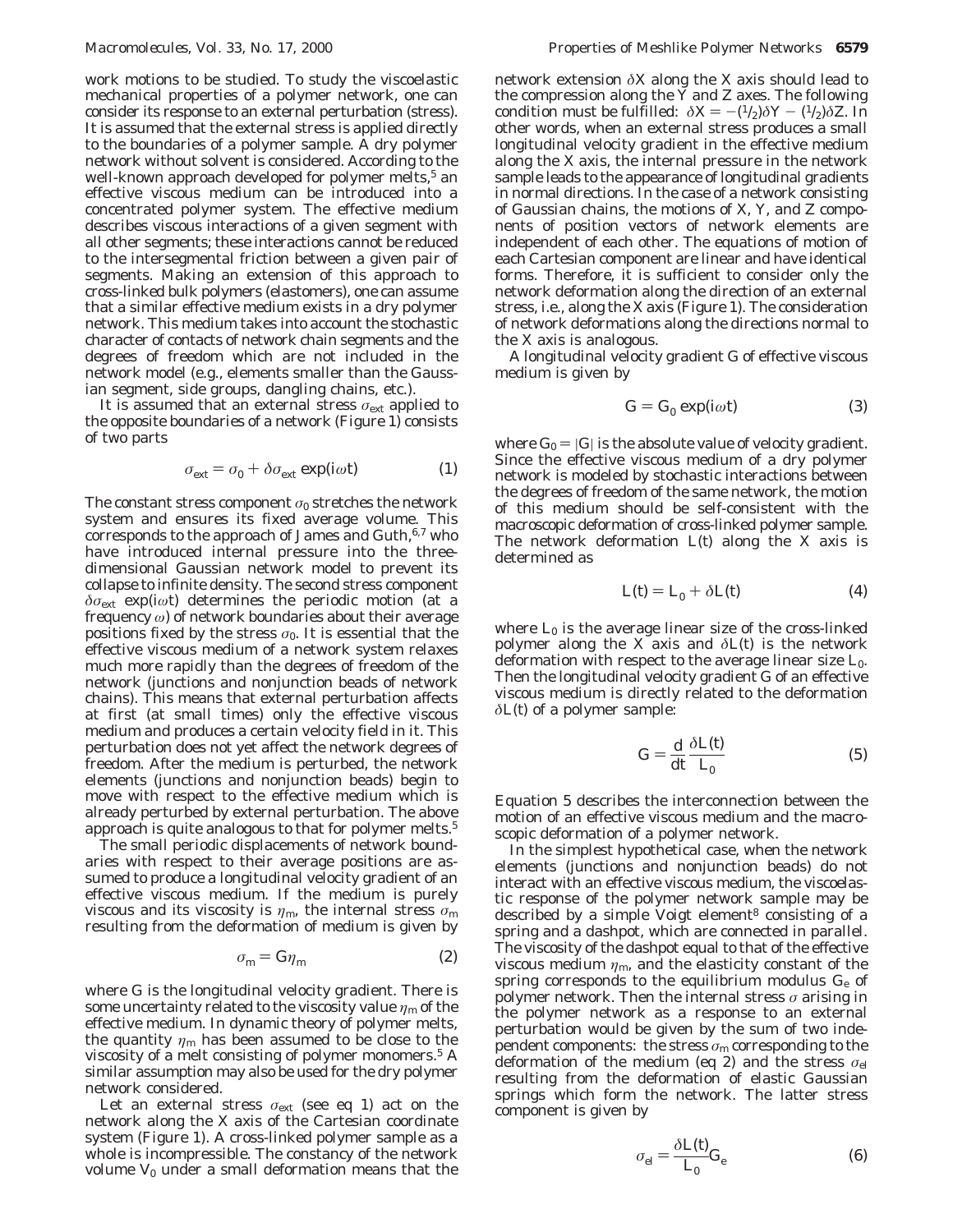work motions to be studied. To study the viscoelastic mechanical properties of a polymer network, one can consider its response to an external perturbation (stress). It is assumed that the external stress is applied directly to the boundaries of a polymer sample. A dry polymer network without solvent is considered. According to the well-known approach developed for polymer melts,[5] an effective viscous medium can be introduced into a concentrated polymer system. The effective medium describes viscous interactions of a given segment with all other segments; these interactions cannot be reduced to the intersegmental friction between a given pair of segments. Making an extension of this approach to cross-linked bulk polymers (elastomers), one can assume that a similar effective medium exists in a dry polymer network. This medium takes into account the stochastic character of contacts of network chain segments and the degrees of freedom which are not included in the network model (e.g., elements smaller than the Gaussian segment, side groups, dangling chains, etc.).

It is assumed that an external stress $\sigma_{ext}$ applied to the opposite boundaries of a network (Figure 1) consists of two parts

$$\sigma_{ext} = \sigma_0 + \delta\sigma_{ext} \exp(i\omega t) \tag{1}$$

The constant stress component $\sigma_0$ stretches the network system and ensures its fixed average volume. This corresponds to the approach of James and Guth,[6,7] who have introduced internal pressure into the three-dimensional Gaussian network model to prevent its collapse to infinite density. The second stress component $\delta\sigma_{ext} \exp(i\omega t)$ determines the periodic motion (at a frequency $\omega$) of network boundaries about their average positions fixed by the stress $\sigma_0$. It is essential that the effective viscous medium of a network system relaxes much more rapidly than the degrees of freedom of the network (junctions and nonjunction beads of network chains). This means that external perturbation affects at first (at small times) only the effective viscous medium and produces a certain velocity field in it. This perturbation does not yet affect the network degrees of freedom. After the medium is perturbed, the network elements (junctions and nonjunction beads) begin to move with respect to the effective medium which is already perturbed by external perturbation. The above approach is quite analogous to that for polymer melts.[5]

The small periodic displacements of network boundaries with respect to their average positions are assumed to produce a longitudinal velocity gradient of an effective viscous medium. If the medium is purely viscous and its viscosity is $\eta_m$, the internal stress $\sigma_m$ resulting from the deformation of medium is given by

$$\sigma_m = G\eta_m \tag{2}$$

where $G$ is the longitudinal velocity gradient. There is some uncertainty related to the viscosity value $\eta_m$ of the effective medium. In dynamic theory of polymer melts, the quantity $\eta_m$ has been assumed to be close to the viscosity of a melt consisting of polymer monomers.[5] A similar assumption may also be used for the dry polymer network considered.

Let an external stress $\sigma_{ext}$ (see eq 1) act on the network along the $X$ axis of the Cartesian coordinate system (Figure 1). A cross-linked polymer sample as a whole is incompressible. The constancy of the network volume $V_0$ under a small deformation means that the network extension $\delta X$ along the $X$ axis should lead to the compression along the $Y$ and $Z$ axes. The following condition must be fulfilled: $\delta X = -(^1/_2)\delta Y - (^1/_2)\delta Z$. In other words, when an external stress produces a small longitudinal velocity gradient in the effective medium along the $X$ axis, the internal pressure in the network sample leads to the appearance of longitudinal gradients in normal directions. In the case of a network consisting of Gaussian chains, the motions of $X$, $Y$, and $Z$ components of position vectors of network elements are independent of each other. The equations of motion of each Cartesian component are linear and have identical forms. Therefore, it is sufficient to consider only the network deformation along the direction of an external stress, i.e., along the $X$ axis (Figure 1). The consideration of network deformations along the directions normal to the $X$ axis is analogous.

A longitudinal velocity gradient $G$ of effective viscous medium is given by

$$G = G_0 \exp(i\omega t) \tag{3}$$

where $G_0 = |G|$ is the absolute value of velocity gradient. Since the effective viscous medium of a dry polymer network is modeled by stochastic interactions between the degrees of freedom of the same network, the motion of this medium should be self-consistent with the macroscopic deformation of cross-linked polymer sample. The network deformation $L(t)$ along the $X$ axis is determined as

$$L(t) = L_0 + \delta L(t) \tag{4}$$

where $L_0$ is the average linear size of the cross-linked polymer along the $X$ axis and $\delta L(t)$ is the network deformation with respect to the average linear size $L_0$. Then the longitudinal velocity gradient $G$ of an effective viscous medium is directly related to the deformation $\delta L(t)$ of a polymer sample:

$$G = \frac{d}{dt}\frac{\delta L(t)}{L_0} \tag{5}$$

Equation 5 describes the interconnection between the motion of an effective viscous medium and the macroscopic deformation of a polymer network.

In the simplest hypothetical case, when the network elements (junctions and nonjunction beads) do not interact with an effective viscous medium, the viscoelastic response of the polymer network sample may be described by a simple Voigt element[8] consisting of a spring and a dashpot, which are connected in parallel. The viscosity of the dashpot equal to that of the effective viscous medium $\eta_m$, and the elasticity constant of the spring corresponds to the equilibrium modulus $G_e$ of polymer network. Then the internal stress $\sigma$ arising in the polymer network as a response to an external perturbation would be given by the sum of two independent components: the stress $\sigma_m$ corresponding to the deformation of the medium (eq 2) and the stress $\sigma_{el}$ resulting from the deformation of elastic Gaussian springs which form the network. The latter stress component is given by

$$\sigma_{el} = \frac{\delta L(t)}{L_0} G_e \tag{6}$$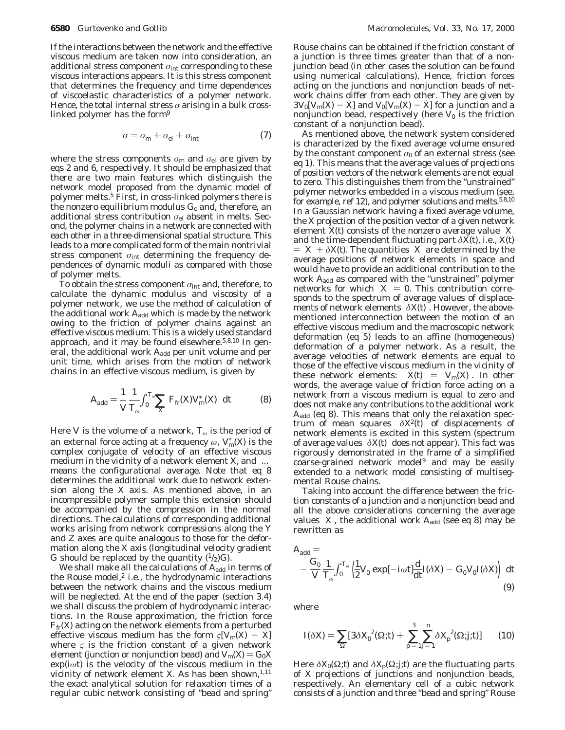If the interactions between the network and the effective viscous medium are taken now into consideration, an additional stress component $\sigma_{int}$ corresponding to these viscous interactions appears. It is this stress component that determines the frequency and time dependences of viscoelastic characteristics of a polymer network. Hence, the total internal stress $\sigma$ arising in a bulk cross-linked polymer has the form[9]

$$\sigma = \sigma_m + \sigma_{el} + \sigma_{int} \tag{7}$$

where the stress components $\sigma_m$ and $\sigma_{el}$ are given by eqs 2 and 6, respectively. It should be emphasized that there are two main features which distinguish the network model proposed from the dynamic model of polymer melts.[5] First, in cross-linked polymers there is the nonzero equilibrium modulus $G_e$ and, therefore, an additional stress contribution $\sigma_{el}$ absent in melts. Second, the polymer chains in a network are connected with each other in a three-dimensional spatial structure. This leads to a more complicated form of the main nontrivial stress component $\sigma_{int}$ determining the frequency dependences of dynamic moduli as compared with those of polymer melts.

To obtain the stress component $\sigma_{int}$ and, therefore, to calculate the dynamic modulus and viscosity of a polymer network, we use the method of calculation of the additional work $A_{add}$ which is made by the network owing to the friction of polymer chains against an effective viscous medium. This is a widely used standard approach, and it may be found elsewhere.[5,8,10] In general, the additional work $A_{add}$ per unit volume and per unit time, which arises from the motion of network chains in an effective viscous medium, is given by

$$A_{add} = \frac{1}{V}\frac{1}{T_\omega}\int_0^{T_\omega}\sum_X \langle F_{fr}(X)V_m^*(X)\rangle \; dt \tag{8}$$

Here $V$ is the volume of a network, $T_\omega$ is the period of an external force acting at a frequency $\omega$, $V_m^*(X)$ is the complex conjugate of velocity of an effective viscous medium in the vicinity of a network element $X$, and $\langle ... \rangle$ means the configurational average. Note that eq 8 determines the additional work due to network extension along the $X$ axis. As mentioned above, in an incompressible polymer sample this extension should be accompanied by the compression in the normal directions. The calculations of corresponding additional works arising from network compressions along the $Y$ and $Z$ axes are quite analogous to those for the deformation along the $X$ axis (longitudinal velocity gradient $G$ should be replaced by the quantity $(^1/_2)G$).

We shall make all the calculations of $A_{add}$ in terms of the Rouse model,[2] i.e., the hydrodynamic interactions between the network chains and the viscous medium will be neglected. At the end of the paper (section 3.4) we shall discuss the problem of hydrodynamic interactions. In the Rouse approximation, the friction force $F_{fr}(X)$ acting on the network elements from a perturbed effective viscous medium has the form $\varsigma[V_m(X) - \dot{X}]$ where $\varsigma$ is the friction constant of a given network element (junction or nonjunction bead) and $V_m(X) = G_0X \exp(i\omega t)$ is the velocity of the viscous medium in the vicinity of network element $X$. As has been shown,[1,11] the exact analytical solution for relaxation times of a regular cubic network consisting of "bead and spring" Rouse chains can be obtained if the friction constant of a junction is three times greater than that of a nonjunction bead (in other cases the solution can be found using numerical calculations). Hence, friction forces acting on the junctions and nonjunction beads of network chains differ from each other. They are given by $3V_0[V_m(X) - \dot{X}]$ and $V_0[V_m(X) - \dot{X}]$ for a junction and a nonjunction bead, respectively (here $V_0$ is the friction constant of a nonjunction bead).

As mentioned above, the network system considered is characterized by the fixed average volume ensured by the constant component $\sigma_0$ of an external stress (see eq 1). This means that the average values of projections of position vectors of the network elements are not equal to zero. This distinguishes them from the "unstrained" polymer networks embedded in a viscous medium (see, for example, ref 12), and polymer solutions and melts.[5,8,10] In a Gaussian network having a fixed average volume, the $X$ projection of the position vector of a given network element $X(t)$ consists of the nonzero average value $\langle X\rangle$ and the time-dependent fluctuating part $\delta X(t)$, i.e., $X(t) = \langle X\rangle + \delta X(t)$. The quantities $\langle X\rangle$ are determined by the average positions of network elements in space and would have to provide an additional contribution to the work $A_{add}$ as compared with the "unstrained" polymer networks for which $\langle X\rangle = 0$. This contribution corresponds to the spectrum of average values of displacements of network elements $\langle \delta X(t)\rangle$. However, the above-mentioned interconnection between the motion of an effective viscous medium and the macroscopic network deformation (eq 5) leads to an affine (homogeneous) deformation of a polymer network. As a result, the average velocities of network elements are equal to those of the effective viscous medium in the vicinity of these network elements: $\langle \dot{X}(t)\rangle = \langle V_m(X)\rangle$. In other words, the average value of friction force acting on a network from a viscous medium is equal to zero and does not make any contributions to the additional work $A_{add}$ (eq 8). This means that only the relaxation spectrum of mean squares $\langle \delta X^2(t)\rangle$ of displacements of network elements is excited in this system (spectrum of average values $\langle \delta X(t)\rangle$ does not appear). This fact was rigorously demonstrated in the frame of a simplified coarse-grained network model[9] and may be easily extended to a network model consisting of multisegmental Rouse chains.

Taking into account the difference between the friction constants of a junction and a nonjunction bead and all the above considerations concerning the average values $\langle X\rangle$, the additional work $A_{add}$ (see eq 8) may be rewritten as

$$A_{add} = -\frac{G_0}{V}\frac{1}{T_\omega}\int_0^{T_\omega}\left(\frac{1}{2}V_0 \exp[-i\omega t]\frac{d}{dt}I(\delta X) - G_0V_0I(\delta X)\right)\; dt \tag{9}$$

where

$$I(\delta X) = \sum_\Omega [3\langle \delta X_0^{\,2}(\Omega;t)\rangle + \sum_{p=1}^{3}\sum_{j=1}^{n}\langle \delta X_p^{\,2}(\Omega;j;t)\rangle] \tag{10}$$

Here $\delta X_0(\Omega;t)$ and $\delta X_p(\Omega;j;t)$ are the fluctuating parts of $X$ projections of junctions and nonjunction beads, respectively. An elementary cell of a cubic network consists of a junction and three "bead and spring" Rouse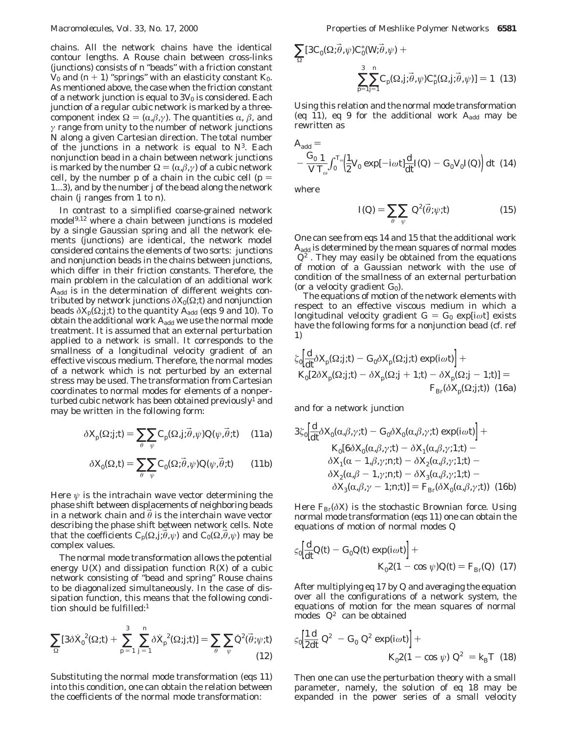chains. All the network chains have the identical contour lengths. A Rouse chain between cross-links (junctions) consists of n "beads" with a friction constant $V_0$ and $(n + 1)$ "springs" with an elasticity constant $K_0$. As mentioned above, the case when the friction constant of a network junction is equal to $3V_0$ is considered. Each junction of a regular cubic network is marked by a three-component index $\Omega = (\alpha,\beta,\gamma)$. The quantities $\alpha$, $\beta$, and $\gamma$ range from unity to the number of network junctions N along a given Cartesian direction. The total number of the junctions in a network is equal to $N^3$. Each nonjunction bead in a chain between network junctions is marked by the number $\Omega = (\alpha,\beta,\gamma)$ of a cubic network cell, by the number p of a chain in the cubic cell ($p = 1...3$), and by the number j of the bead along the network chain (j ranges from 1 to n).

In contrast to a simplified coarse-grained network model[9,12] where a chain between junctions is modeled by a single Gaussian spring and all the network elements (junctions) are identical, the network model considered contains the elements of two sorts: junctions and nonjunction beads in the chains between junctions, which differ in their friction constants. Therefore, the main problem in the calculation of an additional work $A_{add}$ is in the determination of different weights contributed by network junctions $\delta X_0(\Omega;t)$ and nonjunction beads $\delta X_p(\Omega;j;t)$ to the quantity $A_{add}$ (eqs 9 and 10). To obtain the additional work $A_{add}$ we use the normal mode treatment. It is assumed that an external perturbation applied to a network is small. It corresponds to the smallness of a longitudinal velocity gradient of an effective viscous medium. Therefore, the normal modes of a network which is not perturbed by an external stress may be used. The transformation from Cartesian coordinates to normal modes for elements of a nonperturbed cubic network has been obtained previously[1] and may be written in the following form:

$$\delta X_p(\Omega;j;t) = \sum_{\theta}\sum_{\psi} C_p(\Omega,j;\vec{\theta},\psi)Q(\psi,\vec{\theta};t) \quad (11a)$$

$$\delta X_0(\Omega,t) = \sum_{\theta}\sum_{\psi} C_0(\Omega;\vec{\theta},\psi)Q(\psi,\vec{\theta};t) \quad (11b)$$

Here $\psi$ is the intrachain wave vector determining the phase shift between displacements of neighboring beads in a network chain and $\vec{\theta}$ is the interchain wave vector describing the phase shift between network cells. Note that the coefficients $C_p(\Omega,j;\vec{\theta},\psi)$ and $C_0(\Omega,\vec{\theta},\psi)$ may be complex values.

The normal mode transformation allows the potential energy $U(X)$ and dissipation function $R(X)$ of a cubic network consisting of "bead and spring" Rouse chains to be diagonalized simultaneously. In the case of dissipation function, this means that the following condition should be fulfilled:[1]

$$\sum_{\Omega}[3\delta\dot{X}_0^{\,2}(\Omega;t) + \sum_{p=1}^{3}\sum_{j=1}^{n}\delta\dot{X}_p^{\,2}(\Omega;j;t)] = \sum_{\theta}\sum_{\psi}\dot{Q}^2(\vec{\theta};\psi;t) \quad (12)$$

Substituting the normal mode transformation (eqs 11) into this condition, one can obtain the relation between the coefficients of the normal mode transformation:

$$\sum_{\Omega}[3C_0(\Omega;\vec{\theta},\psi)C_0^*(W;\vec{\theta},\psi) + \sum_{p=1}^{3}\sum_{j=1}^{n}C_p(\Omega,j;\vec{\theta},\psi)C_p^*(\Omega,j;\vec{\theta},\psi)] = 1 \quad (13)$$

Using this relation and the normal mode transformation (eq 11), eq 9 for the additional work $A_{add}$ may be rewritten as

$$A_{add} = -\frac{G_0}{V}\frac{1}{T_\omega}\int_0^{T_\omega}\left(\frac{1}{2}V_0\exp[-i\omega t]\frac{d}{dt}I(Q) - G_0V_0I(Q)\right)dt \quad (14)$$

where

$$I(Q) = \sum_{\theta}\sum_{\psi}\langle Q^2(\vec{\theta};\psi;t)\rangle \quad (15)$$

One can see from eqs 14 and 15 that the additional work $A_{add}$ is determined by the mean squares of normal modes $\langle Q^2\rangle$. They may easily be obtained from the equations of motion of a Gaussian network with the use of condition of the smallness of an external perturbation (or a velocity gradient $G_0$).

The equations of motion of the network elements with respect to an effective viscous medium in which a longitudinal velocity gradient $G = G_0\exp[i\omega t]$ exists have the following forms for a nonjunction bead (cf. ref 1)

$$\zeta_0\left[\frac{d}{dt}\delta X_p(\Omega;j;t) - G_0\delta X_p(\Omega;j;t)\exp(i\omega t)\right] + K_0[2\delta X_p(\Omega;j;t) - \delta X_p(\Omega;j+1;t) - \delta X_p(\Omega;j-1;t)] = F_{Br}(\delta X_p(\Omega;j;t)) \quad (16a)$$

and for a network junction

$$3\zeta_0\left[\frac{d}{dt}\delta X_0(\alpha,\beta,\gamma;t) - G_0\delta X_0(\alpha,\beta,\gamma;t)\exp(i\omega t)\right] + K_0[6\delta X_0(\alpha,\beta,\gamma;t) - \delta X_1(\alpha,\beta,\gamma;1;t) - \delta X_1(\alpha-1,\beta,\gamma;n;t) - \delta X_2(\alpha,\beta,\gamma;1;t) - \delta X_2(\alpha,\beta-1,\gamma;n;t) - \delta X_3(\alpha,\beta,\gamma;1;t) - \delta X_3(\alpha,\beta,\gamma-1;n;t)] = F_{Br}(\delta X_0(\alpha,\beta,\gamma;t)) \quad (16b)$$

Here $F_{Br}(\delta X)$ is the stochastic Brownian force. Using normal mode transformation (eqs 11) one can obtain the equations of motion of normal modes Q

$$\zeta_0\left[\frac{d}{dt}Q(t) - G_0Q(t)\exp(i\omega t)\right] + K_0 2(1-\cos\psi)Q(t) = F_{Br}(Q) \quad (17)$$

After multiplying eq 17 by Q and averaging the equation over all the configurations of a network system, the equations of motion for the mean squares of normal modes $\langle Q^2\rangle$ can be obtained

$$\zeta_0\left[\frac{1}{2}\frac{d}{dt}\langle Q^2\rangle - G_0\langle Q^2\rangle\exp(i\omega t)\right] + K_0 2(1-\cos\psi)\langle Q^2\rangle = k_BT \quad (18)$$

Then one can use the perturbation theory with a small parameter, namely, the solution of eq 18 may be expanded in the power series of a small velocity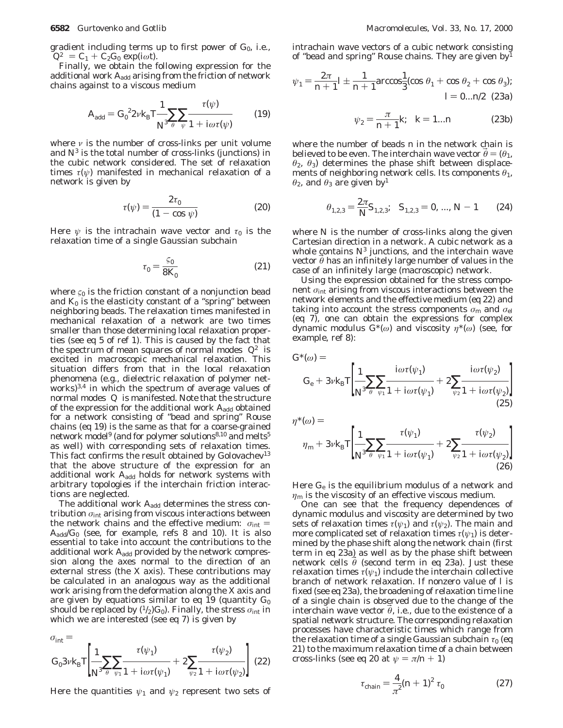gradient including terms up to first power of $G_0$, i.e., $\langle Q^2 \rangle = C_1 + C_2 G_0 \exp(i\omega t)$.

Finally, we obtain the following expression for the additional work $A_{add}$ arising from the friction of network chains against to a viscous medium

$$A_{add} = G_0^{\,2} 2\nu k_B T \frac{1}{N^3} \sum_{\vec{\theta}} \sum_{\psi} \frac{\tau(\psi)}{1 + i\omega\tau(\psi)} \tag{19}$$

where $\nu$ is the number of cross-links per unit volume and $N^3$ is the total number of cross-links (junctions) in the cubic network considered. The set of relaxation times $\tau(\psi)$ manifested in mechanical relaxation of a network is given by

$$\tau(\psi) = \frac{2\tau_0}{(1 - \cos\psi)} \tag{20}$$

Here $\psi$ is the intrachain wave vector and $\tau_0$ is the relaxation time of a single Gaussian subchain

$$\tau_0 = \frac{\varsigma_0}{8K_0} \tag{21}$$

where $\varsigma_0$ is the friction constant of a nonjunction bead and $K_0$ is the elasticity constant of a "spring" between neighboring beads. The relaxation times manifested in mechanical relaxation of a network are two times smaller than those determining local relaxation properties (see eq 5 of ref 1). This is caused by the fact that the spectrum of mean squares of normal modes $\langle Q^2 \rangle$ is excited in macroscopic mechanical relaxation. This situation differs from that in the local relaxation phenomena (e.g., dielectric relaxation of polymer networks)[3,4] in which the spectrum of average values of normal modes $\langle Q \rangle$ is manifested. Note that the structure of the expression for the additional work $A_{add}$ obtained for a network consisting of "bead and spring" Rouse chains (eq 19) is the same as that for a coarse-grained network model[9] (and for polymer solutions[8,10] and melts[5] as well) with corresponding sets of relaxation times. This fact confirms the result obtained by Golovachev[13] that the above structure of the expression for an additional work $A_{add}$ holds for network systems with arbitrary topologies if the interchain friction interactions are neglected.

The additional work $A_{add}$ determines the stress contribution $\sigma_{int}$ arising from viscous interactions between the network chains and the effective medium: $\sigma_{int} = A_{add}/G_0$ (see, for example, refs 8 and 10). It is also essential to take into account the contributions to the additional work $A_{add}$ provided by the network compression along the axes normal to the direction of an external stress (the X axis). These contributions may be calculated in an analogous way as the additional work arising from the deformation along the X axis and are given by equations similar to eq 19 (quantity $G_0$ should be replaced by $(1/2)G_0$). Finally, the stress $\sigma_{int}$ in which we are interested (see eq 7) is given by

$$\sigma_{int} = G_0 3\nu k_B T \left[ \frac{1}{N^3} \sum_{\vec{\theta}} \sum_{\psi_1} \frac{\tau(\psi_1)}{1 + i\omega\tau(\psi_1)} + 2 \sum_{\psi_2} \frac{\tau(\psi_2)}{1 + i\omega\tau(\psi_2)} \right] \tag{22}$$

Here the quantities $\psi_1$ and $\psi_2$ represent two sets of intrachain wave vectors of a cubic network consisting of "bead and spring" Rouse chains. They are given by[1]

$$\psi_1 = \frac{2\pi}{n+1} l \pm \frac{1}{n+1} \arccos \frac{1}{3}(\cos\theta_1 + \cos\theta_2 + \cos\theta_3); \quad l = 0 \ldots n/2 \tag{23a}$$

$$\psi_2 = \frac{\pi}{n+1} k; \quad k = 1 \ldots n \tag{23b}$$

where the number of beads $n$ in the network chain is believed to be even. The interchain wave vector $\vec{\theta} = (\theta_1, \theta_2, \theta_3)$ determines the phase shift between displacements of neighboring network cells. Its components $\theta_1$, $\theta_2$, and $\theta_3$ are given by[1]

$$\theta_{1,2,3} = \frac{2\pi}{N} S_{1,2,3}; \quad S_{1,2,3} = 0, \ldots, N-1 \tag{24}$$

where $N$ is the number of cross-links along the given Cartesian direction in a network. A cubic network as a whole contains $N^3$ junctions, and the interchain wave vector $\vec{\theta}$ has an infinitely large number of values in the case of an infinitely large (macroscopic) network.

Using the expression obtained for the stress component $\sigma_{int}$ arising from viscous interactions between the network elements and the effective medium (eq 22) and taking into account the stress components $\sigma_m$ and $\sigma_{el}$ (eq 7), one can obtain the expressions for complex dynamic modulus $G^*(\omega)$ and viscosity $\eta^*(\omega)$ (see, for example, ref 8):

$$G^*(\omega) = G_e + 3\nu k_B T \left[ \frac{1}{N^3} \sum_{\vec{\theta}} \sum_{\psi_1} \frac{i\omega\tau(\psi_1)}{1 + i\omega\tau(\psi_1)} + 2 \sum_{\psi_2} \frac{i\omega\tau(\psi_2)}{1 + i\omega\tau(\psi_2)} \right] \tag{25}$$

$$\eta^*(\omega) = \eta_m + 3\nu k_B T \left[ \frac{1}{N^3} \sum_{\vec{\theta}} \sum_{\psi_1} \frac{\tau(\psi_1)}{1 + i\omega\tau(\psi_1)} + 2 \sum_{\psi_2} \frac{\tau(\psi_2)}{1 + i\omega\tau(\psi_2)} \right] \tag{26}$$

Here $G_e$ is the equilibrium modulus of a network and $\eta_m$ is the viscosity of an effective viscous medium.

One can see that the frequency dependences of dynamic modulus and viscosity are determined by two sets of relaxation times $\tau(\psi_1)$ and $\tau(\psi_2)$. The main and more complicated set of relaxation times $\tau(\psi_1)$ is determined by the phase shift along the network chain (first term in eq 23a) as well as by the phase shift between network cells $\vec{\theta}$ (second term in eq 23a). Just these relaxation times $\tau(\psi_1)$ include the interchain collective branch of network relaxation. If nonzero value of $l$ is fixed (see eq 23a), the broadening of relaxation time line of a single chain is observed due to the change of the interchain wave vector $\vec{\theta}$, i.e., due to the existence of a spatial network structure. The corresponding relaxation processes have characteristic times which range from the relaxation time of a single Gaussian subchain $\tau_0$ (eq 21) to the maximum relaxation time of a chain between cross-links (see eq 20 at $\psi = \pi/n + 1$)

$$\tau_{chain} = \frac{4}{\pi^2}(n+1)^2 \tau_0 \tag{27}$$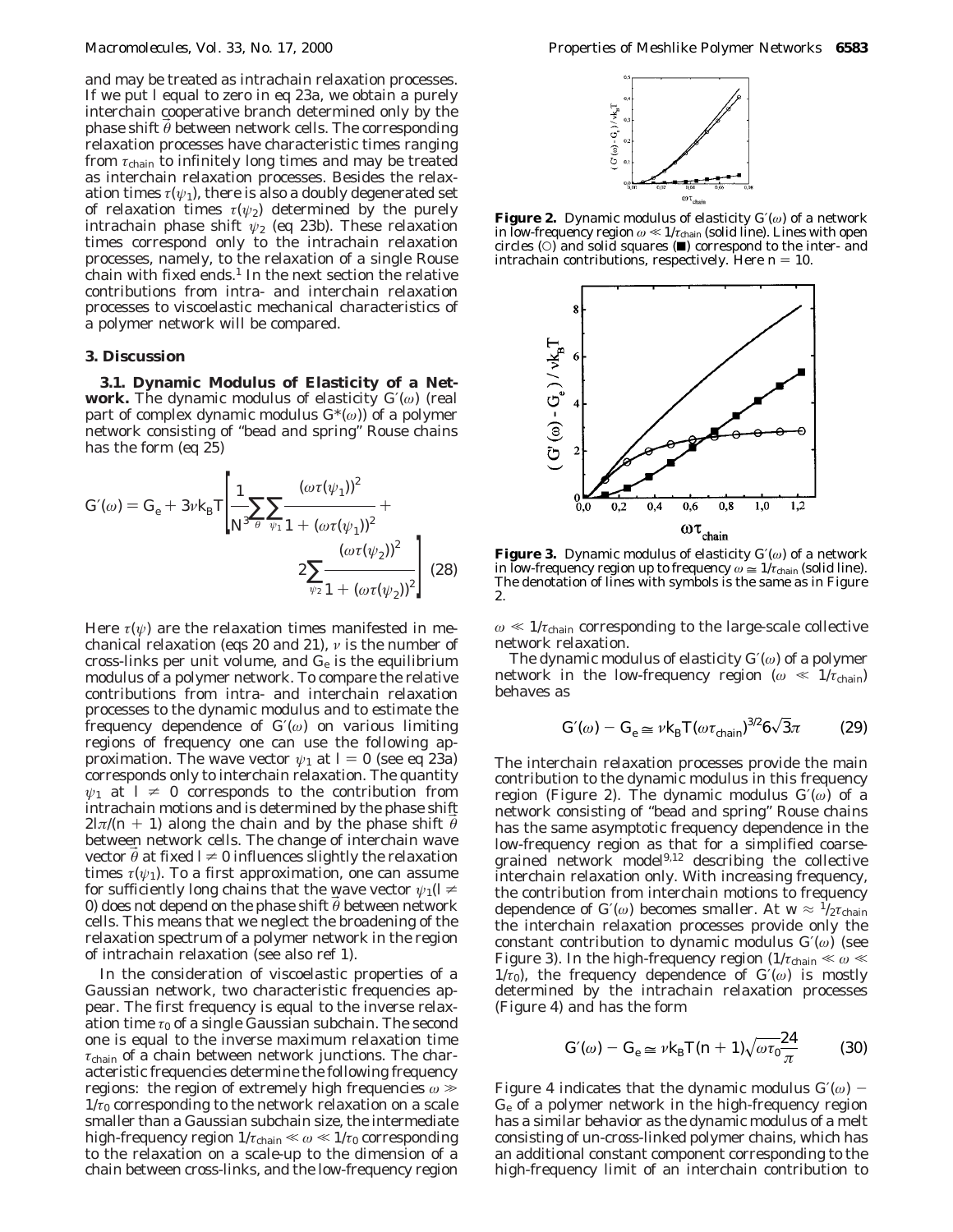and may be treated as intrachain relaxation processes. If we put $l$ equal to zero in eq 23a, we obtain a purely interchain cooperative branch determined only by the phase shift $\vec{\theta}$ between network cells. The corresponding relaxation processes have characteristic times ranging from $\tau_{chain}$ to infinitely long times and may be treated as interchain relaxation processes. Besides the relaxation times $\tau(\psi_1)$, there is also a doubly degenerated set of relaxation times $\tau(\psi_2)$ determined by the purely intrachain phase shift $\psi_2$ (eq 23b). These relaxation times correspond only to the intrachain relaxation processes, namely, to the relaxation of a single Rouse chain with fixed ends.[1] In the next section the relative contributions from intra- and interchain relaxation processes to viscoelastic mechanical characteristics of a polymer network will be compared.

## 3. Discussion

**3.1. Dynamic Modulus of Elasticity of a Network.** The dynamic modulus of elasticity $G'(\omega)$ (real part of complex dynamic modulus $G^*(\omega)$) of a polymer network consisting of "bead and spring" Rouse chains has the form (eq 25)

$$G'(\omega) = G_e + 3\nu k_B T\left[\frac{1}{N^3}\sum_{\theta}\sum_{\psi_1}\frac{(\omega\tau(\psi_1))^2}{1+(\omega\tau(\psi_1))^2} + 2\sum_{\psi_2}\frac{(\omega\tau(\psi_2))^2}{1+(\omega\tau(\psi_2))^2}\right] \quad (28)$$

Here $\tau(\psi)$ are the relaxation times manifested in mechanical relaxation (eqs 20 and 21), $\nu$ is the number of cross-links per unit volume, and $G_e$ is the equilibrium modulus of a polymer network. To compare the relative contributions from intra- and interchain relaxation processes to the dynamic modulus and to estimate the frequency dependence of $G'(\omega)$ on various limiting regions of frequency one can use the following approximation. The wave vector $\psi_1$ at $l = 0$ (see eq 23a) corresponds only to interchain relaxation. The quantity $\psi_1$ at $l \neq 0$ corresponds to the contribution from intrachain motions and is determined by the phase shift $2l\pi/(n + 1)$ along the chain and by the phase shift $\vec{\theta}$ between network cells. The change of interchain wave vector $\vec{\theta}$ at fixed $l \neq 0$ influences slightly the relaxation times $\tau(\psi_1)$. To a first approximation, one can assume for sufficiently long chains that the wave vector $\psi_1(l \neq 0)$ does not depend on the phase shift $\vec{\theta}$ between network cells. This means that we neglect the broadening of the relaxation spectrum of a polymer network in the region of intrachain relaxation (see also ref 1).

In the consideration of viscoelastic properties of a Gaussian network, two characteristic frequencies appear. The first frequency is equal to the inverse relaxation time $\tau_0$ of a single Gaussian subchain. The second one is equal to the inverse maximum relaxation time $\tau_{chain}$ of a chain between network junctions. The characteristic frequencies determine the following frequency regions: the region of extremely high frequencies $\omega \gg 1/\tau_0$ corresponding to the network relaxation on a scale smaller than a Gaussian subchain size, the intermediate high-frequency region $1/\tau_{chain} \ll \omega \ll 1/\tau_0$ corresponding to the relaxation on a scale-up to the dimension of a chain between cross-links, and the low-frequency region $\omega \ll 1/\tau_{chain}$ corresponding to the large-scale collective network relaxation.

**Figure 2.** Dynamic modulus of elasticity $G'(\omega)$ of a network in low-frequency region $\omega \ll 1/\tau_{chain}$ (solid line). Lines with open circles (○) and solid squares (■) correspond to the inter- and intrachain contributions, respectively. Here $n = 10$.

**Figure 3.** Dynamic modulus of elasticity $G'(\omega)$ of a network in low-frequency region up to frequency $\omega \cong 1/\tau_{chain}$ (solid line). The denotation of lines with symbols is the same as in Figure 2.

The dynamic modulus of elasticity $G'(\omega)$ of a polymer network in the low-frequency region ($\omega \ll 1/\tau_{chain}$) behaves as

$$G'(\omega) - G_e \cong \nu k_B T(\omega\tau_{chain})^{3/2} 6\sqrt{3}\pi \quad (29)$$

The interchain relaxation processes provide the main contribution to the dynamic modulus in this frequency region (Figure 2). The dynamic modulus $G'(\omega)$ of a network consisting of "bead and spring" Rouse chains has the same asymptotic frequency dependence in the low-frequency region as that for a simplified coarse-grained network model[9,12] describing the collective interchain relaxation only. With increasing frequency, the contribution from interchain motions to frequency dependence of $G'(\omega)$ becomes smaller. At $w \approx {}^1/_2\tau_{chain}$ the interchain relaxation processes provide only the constant contribution to dynamic modulus $G'(\omega)$ (see Figure 3). In the high-frequency region ($1/\tau_{chain} \ll \omega \ll 1/\tau_0$), the frequency dependence of $G'(\omega)$ is mostly determined by the intrachain relaxation processes (Figure 4) and has the form

$$G'(\omega) - G_e \cong \nu k_B T(n + 1)\sqrt{\omega\tau_0}\frac{24}{\pi} \quad (30)$$

Figure 4 indicates that the dynamic modulus $G'(\omega) - G_e$ of a polymer network in the high-frequency region has a similar behavior as the dynamic modulus of a melt consisting of un-cross-linked polymer chains, which has an additional constant component corresponding to the high-frequency limit of an interchain contribution to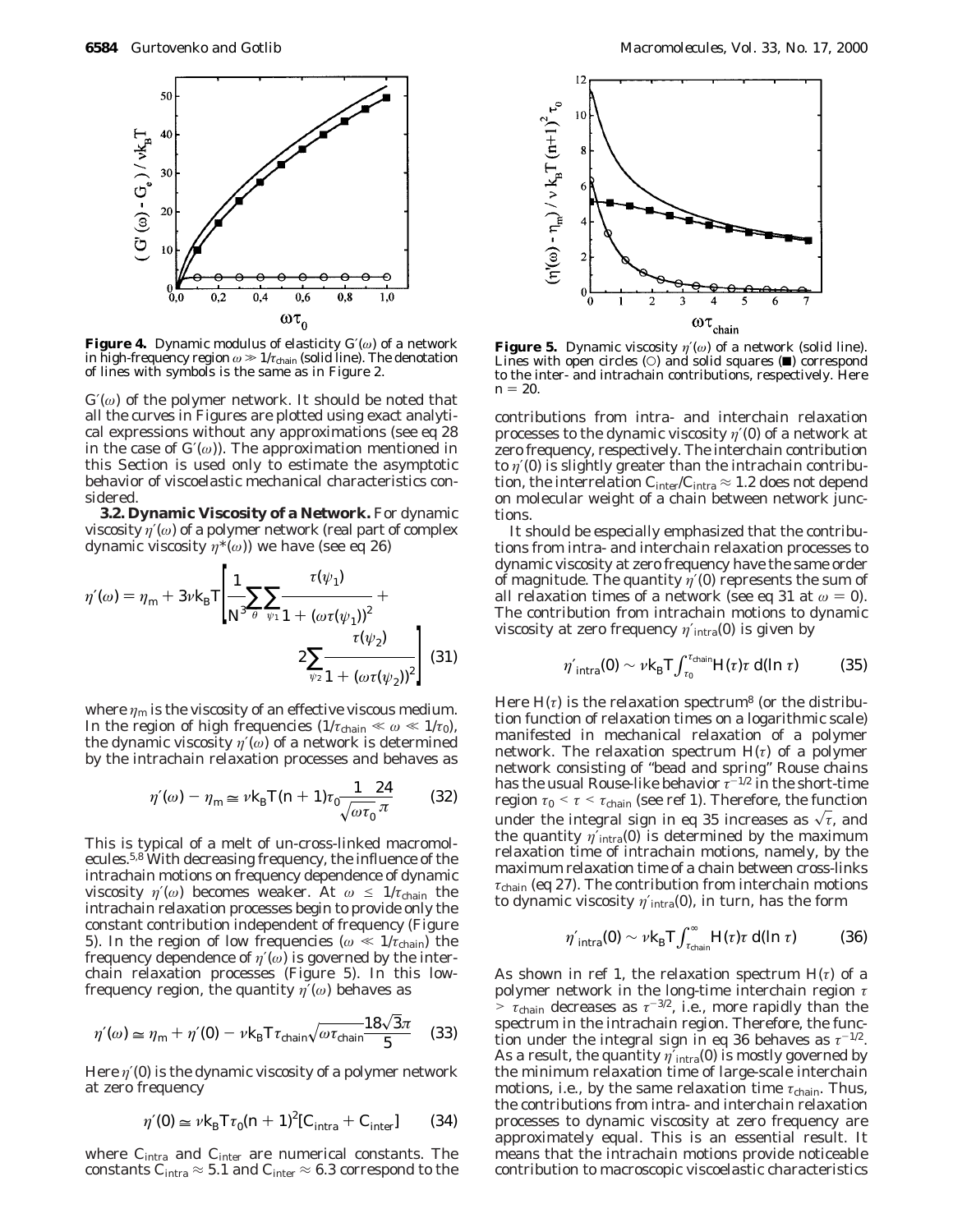**Figure 4.** Dynamic modulus of elasticity $G'(\omega)$ of a network in high-frequency region $\omega \gg 1/\tau_{chain}$ (solid line). The denotation of lines with symbols is the same as in Figure 2.

$G'(\omega)$ of the polymer network. It should be noted that all the curves in Figures are plotted using exact analytical expressions without any approximations (see eq 28 in the case of $G'(\omega)$). The approximation mentioned in this Section is used only to estimate the asymptotic behavior of viscoelastic mechanical characteristics considered.

**3.2. Dynamic Viscosity of a Network.** For dynamic viscosity $\eta'(\omega)$ of a polymer network (real part of complex dynamic viscosity $\eta^*(\omega)$) we have (see eq 26)

$$\eta'(\omega) = \eta_m + 3\nu k_B T \left[ \frac{1}{N^3} \sum_{\theta} \sum_{\psi_1} \frac{\tau(\psi_1)}{1 + (\omega\tau(\psi_1))^2} + 2\sum_{\psi_2} \frac{\tau(\psi_2)}{1 + (\omega\tau(\psi_2))^2} \right] \quad (31)$$

where $\eta_m$ is the viscosity of an effective viscous medium. In the region of high frequencies ($1/\tau_{chain} \ll \omega \ll 1/\tau_0$), the dynamic viscosity $\eta'(\omega)$ of a network is determined by the intrachain relaxation processes and behaves as

$$\eta'(\omega) - \eta_m \cong \nu k_B T (n + 1)\tau_0 \frac{1}{\sqrt{\omega\tau_0}} \frac{24}{\pi} \quad (32)$$

This is typical of a melt of un-cross-linked macromolecules.[5,8] With decreasing frequency, the influence of the intrachain motions on frequency dependence of dynamic viscosity $\eta'(\omega)$ becomes weaker. At $\omega \leq 1/\tau_{chain}$ the intrachain relaxation processes begin to provide only the constant contribution independent of frequency (Figure 5). In the region of low frequencies ($\omega \ll 1/\tau_{chain}$) the frequency dependence of $\eta'(\omega)$ is governed by the interchain relaxation processes (Figure 5). In this low-frequency region, the quantity $\eta'(\omega)$ behaves as

$$\eta'(\omega) \cong \eta_m + \eta'(0) - \nu k_B T \tau_{chain} \sqrt{\omega\tau_{chain}} \frac{18\sqrt{3}\pi}{5} \quad (33)$$

Here $\eta'(0)$ is the dynamic viscosity of a polymer network at zero frequency

$$\eta'(0) \cong \nu k_B T \tau_0 (n + 1)^2 [C_{intra} + C_{inter}] \quad (34)$$

where $C_{intra}$ and $C_{inter}$ are numerical constants. The constants $C_{intra} \approx 5.1$ and $C_{inter} \approx 6.3$ correspond to the

**Figure 5.** Dynamic viscosity $\eta'(\omega)$ of a network (solid line). Lines with open circles (○) and solid squares (■) correspond to the inter- and intrachain contributions, respectively. Here $n = 20$.

contributions from intra- and interchain relaxation processes to the dynamic viscosity $\eta'(0)$ of a network at zero frequency, respectively. The interchain contribution to $\eta'(0)$ is slightly greater than the intrachain contribution, the interrelation $C_{inter}/C_{intra} \approx 1.2$ does not depend on molecular weight of a chain between network junctions.

It should be especially emphasized that the contributions from intra- and interchain relaxation processes to dynamic viscosity at zero frequency have the same order of magnitude. The quantity $\eta'(0)$ represents the sum of all relaxation times of a network (see eq 31 at $\omega = 0$). The contribution from intrachain motions to dynamic viscosity at zero frequency $\eta'_{intra}(0)$ is given by

$$\eta'_{intra}(0) \sim \nu k_B T \int_{\tau_0}^{\tau_{chain}} H(\tau)\tau \, d(\ln \tau) \quad (35)$$

Here $H(\tau)$ is the relaxation spectrum[8] (or the distribution function of relaxation times on a logarithmic scale) manifested in mechanical relaxation of a polymer network. The relaxation spectrum $H(\tau)$ of a polymer network consisting of "bead and spring" Rouse chains has the usual Rouse-like behavior $\tau^{-1/2}$ in the short-time region $\tau_0 < \tau < \tau_{chain}$ (see ref 1). Therefore, the function under the integral sign in eq 35 increases as $\sqrt{\tau}$, and the quantity $\eta'_{intra}(0)$ is determined by the maximum relaxation time of intrachain motions, namely, by the maximum relaxation time of a chain between cross-links $\tau_{chain}$ (eq 27). The contribution from interchain motions to dynamic viscosity $\eta'_{intra}(0)$, in turn, has the form

$$\eta'_{intra}(0) \sim \nu k_B T \int_{\tau_{chain}}^{\infty} H(\tau)\tau \, d(\ln \tau) \quad (36)$$

As shown in ref 1, the relaxation spectrum $H(\tau)$ of a polymer network in the long-time interchain region $\tau > \tau_{chain}$ decreases as $\tau^{-3/2}$, i.e., more rapidly than the spectrum in the intrachain region. Therefore, the function under the integral sign in eq 36 behaves as $\tau^{-1/2}$. As a result, the quantity $\eta'_{intra}(0)$ is mostly governed by the minimum relaxation time of large-scale interchain motions, i.e., by the same relaxation time $\tau_{chain}$. Thus, the contributions from intra- and interchain relaxation processes to dynamic viscosity at zero frequency are approximately equal. This is an essential result. It means that the intrachain motions provide noticeable contribution to macroscopic viscoelastic characteristics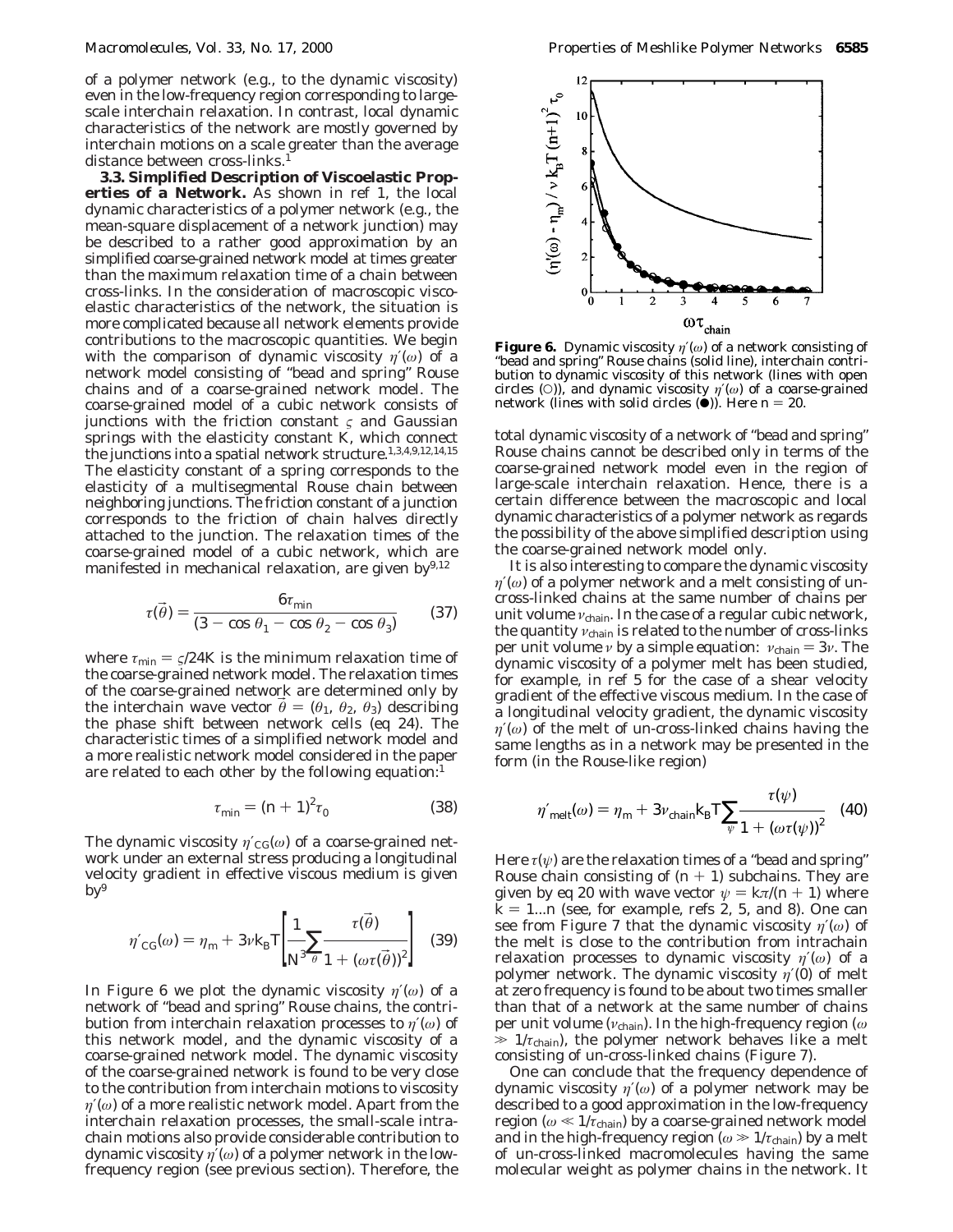of a polymer network (e.g., to the dynamic viscosity) even in the low-frequency region corresponding to large-scale interchain relaxation. In contrast, local dynamic characteristics of the network are mostly governed by interchain motions on a scale greater than the average distance between cross-links.[1]

**3.3. Simplified Description of Viscoelastic Properties of a Network.** As shown in ref 1, the local dynamic characteristics of a polymer network (e.g., the mean-square displacement of a network junction) may be described to a rather good approximation by an simplified coarse-grained network model at times greater than the maximum relaxation time of a chain between cross-links. In the consideration of macroscopic viscoelastic characteristics of the network, the situation is more complicated because all network elements provide contributions to the macroscopic quantities. We begin with the comparison of dynamic viscosity $\eta'(\omega)$ of a network model consisting of "bead and spring" Rouse chains and of a coarse-grained network model. The coarse-grained model of a cubic network consists of junctions with the friction constant $\varsigma$ and Gaussian springs with the elasticity constant $K$, which connect the junctions into a spatial network structure.[1,3,4,9,12,14,15] The elasticity constant of a spring corresponds to the elasticity of a multisegmental Rouse chain between neighboring junctions. The friction constant of a junction corresponds to the friction of chain halves directly attached to the junction. The relaxation times of the coarse-grained model of a cubic network, which are manifested in mechanical relaxation, are given by[9,12]

$$\tau(\vec{\theta}) = \frac{6\tau_{min}}{(3 - \cos\theta_1 - \cos\theta_2 - \cos\theta_3)} \tag{37}$$

where $\tau_{min} = \varsigma/24K$ is the minimum relaxation time of the coarse-grained network model. The relaxation times of the coarse-grained network are determined only by the interchain wave vector $\vec{\theta} = (\theta_1, \theta_2, \theta_3)$ describing the phase shift between network cells (eq 24). The characteristic times of a simplified network model and a more realistic network model considered in the paper are related to each other by the following equation:[1]

$$\tau_{min} = (n + 1)^2\tau_0 \tag{38}$$

The dynamic viscosity $\eta'_{CG}(\omega)$ of a coarse-grained network under an external stress producing a longitudinal velocity gradient in effective viscous medium is given by[9]

$$\eta'_{CG}(\omega) = \eta_m + 3\nu k_B T\left[\frac{1}{N^3}\sum_{\theta}\frac{\tau(\vec{\theta})}{1 + (\omega\tau(\vec{\theta}))^2}\right] \tag{39}$$

In Figure 6 we plot the dynamic viscosity $\eta'(\omega)$ of a network of "bead and spring" Rouse chains, the contribution from interchain relaxation processes to $\eta'(\omega)$ of this network model, and the dynamic viscosity of a coarse-grained network model. The dynamic viscosity of the coarse-grained network is found to be very close to the contribution from interchain motions to viscosity $\eta'(\omega)$ of a more realistic network model. Apart from the interchain relaxation processes, the small-scale intrachain motions also provide considerable contribution to dynamic viscosity $\eta'(\omega)$ of a polymer network in the low-frequency region (see previous section). Therefore, the total dynamic viscosity of a network of "bead and spring" Rouse chains cannot be described only in terms of the coarse-grained network model even in the region of large-scale interchain relaxation. Hence, there is a certain difference between the macroscopic and local dynamic characteristics of a polymer network as regards the possibility of the above simplified description using the coarse-grained network model only.

**Figure 6.** Dynamic viscosity $\eta'(\omega)$ of a network consisting of "bead and spring" Rouse chains (solid line), interchain contribution to dynamic viscosity of this network (lines with open circles (○)), and dynamic viscosity $\eta'(\omega)$ of a coarse-grained network (lines with solid circles (●)). Here $n = 20$.

It is also interesting to compare the dynamic viscosity $\eta'(\omega)$ of a polymer network and a melt consisting of un-cross-linked chains at the same number of chains per unit volume $\nu_{chain}$. In the case of a regular cubic network, the quantity $\nu_{chain}$ is related to the number of cross-links per unit volume $\nu$ by a simple equation: $\nu_{chain} = 3\nu$. The dynamic viscosity of a polymer melt has been studied, for example, in ref 5 for the case of a shear velocity gradient of the effective viscous medium. In the case of a longitudinal velocity gradient, the dynamic viscosity $\eta'(\omega)$ of the melt of un-cross-linked chains having the same lengths as in a network may be presented in the form (in the Rouse-like region)

$$\eta'_{melt}(\omega) = \eta_m + 3\nu_{chain}k_B T\sum_{\psi}\frac{\tau(\psi)}{1 + (\omega\tau(\psi))^2} \tag{40}$$

Here $\tau(\psi)$ are the relaxation times of a "bead and spring" Rouse chain consisting of $(n + 1)$ subchains. They are given by eq 20 with wave vector $\psi = k\pi/(n + 1)$ where $k = 1...n$ (see, for example, refs 2, 5, and 8). One can see from Figure 7 that the dynamic viscosity $\eta'(\omega)$ of the melt is close to the contribution from intrachain relaxation processes to dynamic viscosity $\eta'(\omega)$ of a polymer network. The dynamic viscosity $\eta'(0)$ of melt at zero frequency is found to be about two times smaller than that of a network at the same number of chains per unit volume ($\nu_{chain}$). In the high-frequency region ($\omega \gg 1/\tau_{chain}$), the polymer network behaves like a melt consisting of un-cross-linked chains (Figure 7).

One can conclude that the frequency dependence of dynamic viscosity $\eta'(\omega)$ of a polymer network may be described to a good approximation in the low-frequency region ($\omega \ll 1/\tau_{chain}$) by a coarse-grained network model and in the high-frequency region ($\omega \gg 1/\tau_{chain}$) by a melt of un-cross-linked macromolecules having the same molecular weight as polymer chains in the network. It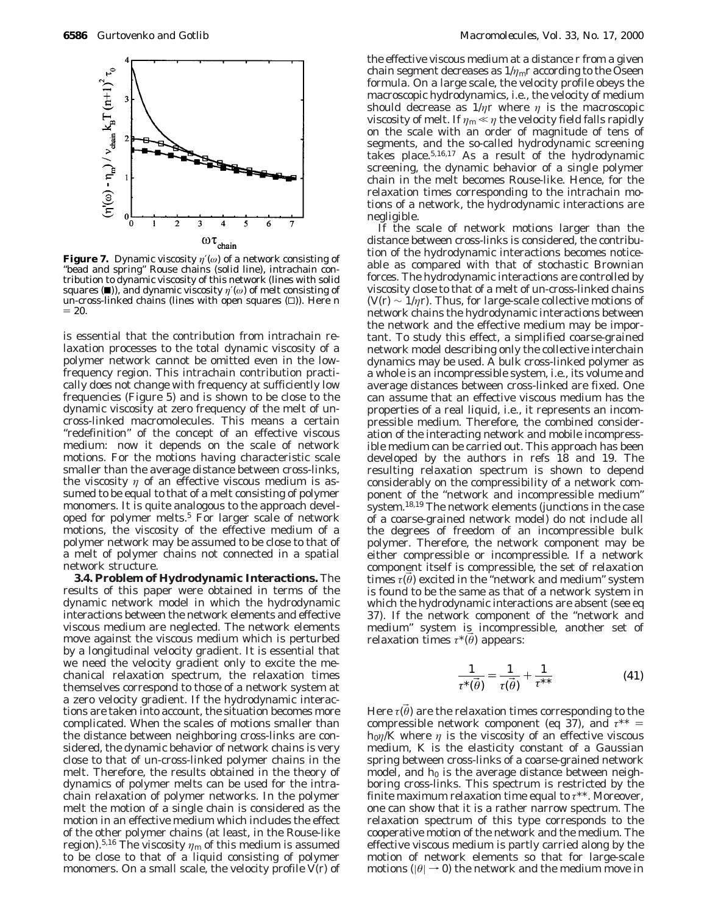4

3

2

1

0

0 1 2 3 4 5 6 7

$(\eta'(\omega) - \eta_m) / \nu_{chain} k_B T (n+1)^2 \tau_0$

$\omega\tau_{chain}$

**Figure 7.** Dynamic viscosity $\eta'(\omega)$ of a network consisting of "bead and spring" Rouse chains (solid line), intrachain contribution to dynamic viscosity of this network (lines with solid squares (■)), and dynamic viscosity $\eta'(\omega)$ of melt consisting of un-cross-linked chains (lines with open squares (□)). Here $n = 20$.

is essential that the contribution from intrachain relaxation processes to the total dynamic viscosity of a polymer network cannot be omitted even in the low-frequency region. This intrachain contribution practically does not change with frequency at sufficiently low frequencies (Figure 5) and is shown to be close to the dynamic viscosity at zero frequency of the melt of un-cross-linked macromolecules. This means a certain "redefinition" of the concept of an effective viscous medium: now it depends on the scale of network motions. For the motions having characteristic scale smaller than the average distance between cross-links, the viscosity $\eta$ of an effective viscous medium is assumed to be equal to that of a melt consisting of polymer monomers. It is quite analogous to the approach developed for polymer melts.[5] For larger scale of network motions, the viscosity of the effective medium of a polymer network may be assumed to be close to that of a melt of polymer chains not connected in a spatial network structure.

**3.4. Problem of Hydrodynamic Interactions.** The results of this paper were obtained in terms of the dynamic network model in which the hydrodynamic interactions between the network elements and effective viscous medium are neglected. The network elements move against the viscous medium which is perturbed by a longitudinal velocity gradient. It is essential that we need the velocity gradient only to excite the mechanical relaxation spectrum, the relaxation times themselves correspond to those of a network system at a zero velocity gradient. If the hydrodynamic interactions are taken into account, the situation becomes more complicated. When the scales of motions smaller than the distance between neighboring cross-links are considered, the dynamic behavior of network chains is very close to that of un-cross-linked polymer chains in the melt. Therefore, the results obtained in the theory of dynamics of polymer melts can be used for the intrachain relaxation of polymer networks. In the polymer melt the motion of a single chain is considered as the motion in an effective medium which includes the effect of the other polymer chains (at least, in the Rouse-like region).[5,16] The viscosity $\eta_m$ of this medium is assumed to be close to that of a liquid consisting of polymer monomers. On a small scale, the velocity profile $V(r)$ of the effective viscous medium at a distance $r$ from a given chain segment decreases as $1/\eta_m r$ according to the Oseen formula. On a large scale, the velocity profile obeys the macroscopic hydrodynamics, i.e., the velocity of medium should decrease as $1/\eta r$ where $\eta$ is the macroscopic viscosity of melt. If $\eta_m \ll \eta$ the velocity field falls rapidly on the scale with an order of magnitude of tens of segments, and the so-called hydrodynamic screening takes place.[5,16,17] As a result of the hydrodynamic screening, the dynamic behavior of a single polymer chain in the melt becomes Rouse-like. Hence, for the relaxation times corresponding to the intrachain motions of a network, the hydrodynamic interactions are negligible.

If the scale of network motions larger than the distance between cross-links is considered, the contribution of the hydrodynamic interactions becomes noticeable as compared with that of stochastic Brownian forces. The hydrodynamic interactions are controlled by viscosity close to that of a melt of un-cross-linked chains ($V(r) \sim 1/\eta r$). Thus, for large-scale collective motions of network chains the hydrodynamic interactions between the network and the effective medium may be important. To study this effect, a simplified coarse-grained network model describing only the collective interchain dynamics may be used. A bulk cross-linked polymer as a whole is an incompressible system, i.e., its volume and average distances between cross-linked are fixed. One can assume that an effective viscous medium has the properties of a real liquid, i.e., it represents an incompressible medium. Therefore, the combined consideration of the interacting network and mobile incompressible medium can be carried out. This approach has been developed by the authors in refs 18 and 19. The resulting relaxation spectrum is shown to depend considerably on the compressibility of a network component of the "network and incompressible medium" system.[18,19] The network elements (junctions in the case of a coarse-grained network model) do not include all the degrees of freedom of an incompressible bulk polymer. Therefore, the network component may be either compressible or incompressible. If a network component itself is compressible, the set of relaxation times $\tau(\vec{\theta})$ excited in the "network and medium" system is found to be the same as that of a network system in which the hydrodynamic interactions are absent (see eq 37). If the network component of the "network and medium" system is incompressible, another set of relaxation times $\tau^*(\vec{\theta})$ appears:

$$\frac{1}{\tau^*(\vec{\theta})} = \frac{1}{\tau(\vec{\theta})} + \frac{1}{\tau^{**}} \tag{41}$$

Here $\tau(\vec{\theta})$ are the relaxation times corresponding to the compressible network component (eq 37), and $\tau^{**} = h_0\eta/K$ where $\eta$ is the viscosity of an effective viscous medium, $K$ is the elasticity constant of a Gaussian spring between cross-links of a coarse-grained network model, and $h_0$ is the average distance between neighboring cross-links. This spectrum is restricted by the finite maximum relaxation time equal to $\tau^{**}$. Moreover, one can show that it is a rather narrow spectrum. The relaxation spectrum of this type corresponds to the cooperative motion of the network and the medium. The effective viscous medium is partly carried along by the motion of network elements so that for large-scale motions ($|\theta| \to 0$) the network and the medium move in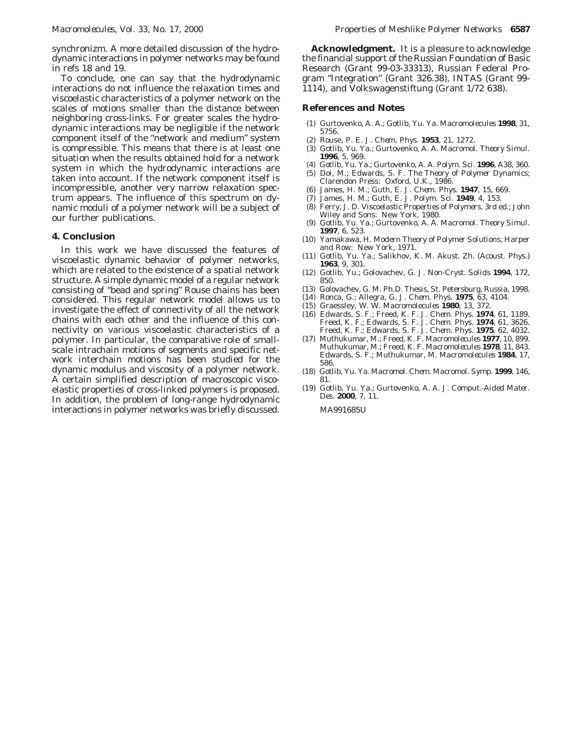synchronizm. A more detailed discussion of the hydrodynamic interactions in polymer networks may be found in refs 18 and 19.

To conclude, one can say that the hydrodynamic interactions do not influence the relaxation times and viscoelastic characteristics of a polymer network on the scales of motions smaller than the distance between neighboring cross-links. For greater scales the hydrodynamic interactions may be negligible if the network component itself of the "network and medium" system is compressible. This means that there is at least one situation when the results obtained hold for a network system in which the hydrodynamic interactions are taken into account. If the network component itself is incompressible, another very narrow relaxation spectrum appears. The influence of this spectrum on dynamic moduli of a polymer network will be a subject of our further publications.

## 4. Conclusion

In this work we have discussed the features of viscoelastic dynamic behavior of polymer networks, which are related to the existence of a spatial network structure. A simple dynamic model of a regular network consisting of "bead and spring" Rouse chains has been considered. This regular network model allows us to investigate the effect of connectivity of all the network chains with each other and the influence of this connectivity on various viscoelastic characteristics of a polymer. In particular, the comparative role of small-scale intrachain motions of segments and specific network interchain motions has been studied for the dynamic modulus and viscosity of a polymer network. A certain simplified description of macroscopic viscoelastic properties of cross-linked polymers is proposed. In addition, the problem of long-range hydrodynamic interactions in polymer networks was briefly discussed.

**Acknowledgment.** It is a pleasure to acknowledge the financial support of the Russian Foundation of Basic Research (Grant 99-03-33313), Russian Federal Program "Integration" (Grant 326.38), INTAS (Grant 99-1114), and Volkswagenstiftung (Grant 1/72 638).

## References and Notes

(1) Gurtovenko, A. A.; Gotlib, Yu. Ya. *Macromolecules* **1998**, 31, 5756.
(2) Rouse, P. E. *J. Chem. Phys.* **1953**, 21, 1272.
(3) Gotlib, Yu. Ya.; Gurtovenko, A. A. *Macromol. Theory Simul.* **1996**, 5, 969.
(4) Gotlib, Yu. Ya.; Gurtovenko, A. A. *Polym. Sci.* **1996**, A38, 360.
(5) Doi, M.; Edwards, S. F. *The Theory of Polymer Dynamics*; Clarendon Press: Oxford, U.K., 1986.
(6) James, H. M.; Guth, E. *J. Chem. Phys.* **1947**, 15, 669.
(7) James, H. M.; Guth, E. *J. Polym. Sci.* **1949**, 4, 153.
(8) Ferry, J. D. *Viscoelastic Properties of Polymers*, 3rd ed.; John Wiley and Sons: New York, 1980.
(9) Gotlib, Yu. Ya.; Gurtovenko, A. A. *Macromol. Theory Simul.* **1997**, 6, 523.
(10) Yamakawa, H. *Modern Theory of Polymer Solutions*; Harper and Row: New York, 1971.
(11) Gotlib, Yu. Ya.; Salikhov, K. M. *Akust. Zh. (Acoust. Phys.)* **1963**, 9, 301.
(12) Gotlib, Yu.; Golovachev, G. *J. Non-Cryst. Solids* **1994**, 172, 850.
(13) Golovachev, G. M. Ph.D. Thesis, St. Petersburg, Russia, 1998.
(14) Ronca, G.; Allegra, G. *J. Chem. Phys.* **1975**, 63, 4104.
(15) Graessley, W. W. *Macromolecules* **1980**, 13, 372.
(16) Edwards, S. F.; Freed, K. F. *J. Chem. Phys.* **1974**, 61, 1189. Freed, K. F.; Edwards, S. F. *J. Chem. Phys.* **1974**, 61, 3626. Freed, K. F.; Edwards, S. F. *J. Chem. Phys.* **1975**, 62, 4032.
(17) Muthukumar, M.; Freed, K. F. *Macromolecules* **1977**, 10, 899. Muthukumar, M.; Freed, K. F. *Macromolecules* **1978**, 11, 843. Edwards, S. F.; Muthukumar, M. *Macromolecules* **1984**, 17, 586.
(18) Gotlib, Yu. Ya. *Macromol. Chem. Macromol. Symp.* **1999**, 146, 81.
(19) Gotlib, Yu. Ya.; Gurtovenko, A. A. *J. Comput.-Aided Mater. Des.* **2000**, 7, 11.

MA991685U